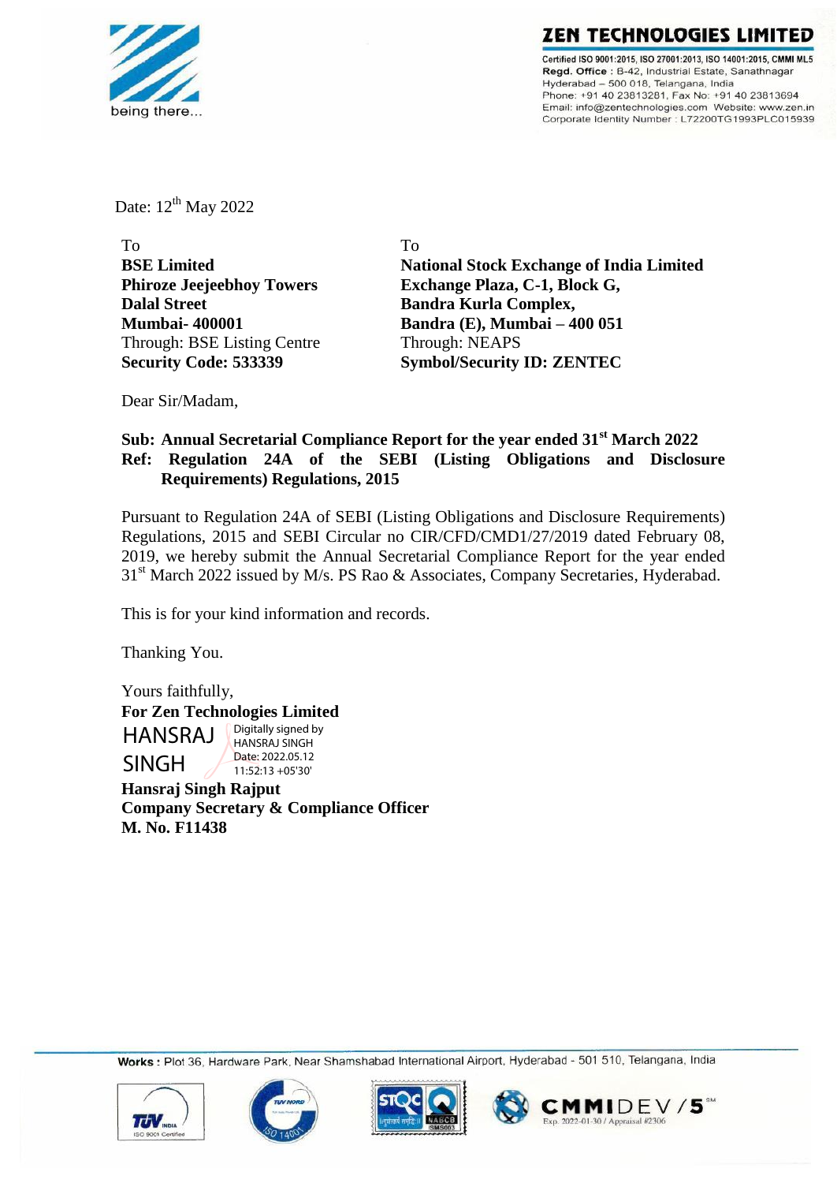**ZEN TECHNOLOGIES LIMITED**

Certified ISO 9001:2015, ISO 27001:2013, ISO 14001:2015, CMMI ML5
**Regd. Office** : B-42, Industrial Estate, Sanathnagar
Hyderabad – 500 018, Telangana, India
Phone: +91 40 23813281, Fax No: +91 40 23813694
Email: info@zentechnologies.com Website: www.zen.in
Corporate Identity Number : L72200TG1993PLC015939

being there...

Date: 12th May 2022

| | |
|---|---|
| To | To |
| **BSE Limited** | **National Stock Exchange of India Limited** |
| **Phiroze Jeejeebhoy Towers** | **Exchange Plaza, C-1, Block G,** |
| **Dalal Street** | **Bandra Kurla Complex,** |
| **Mumbai- 400001** | **Bandra (E), Mumbai – 400 051** |
| Through: BSE Listing Centre | Through: NEAPS |
| **Security Code: 533339** | **Symbol/Security ID: ZENTEC** |

Dear Sir/Madam,

**Sub: Annual Secretarial Compliance Report for the year ended 31st March 2022**
**Ref: Regulation 24A of the SEBI (Listing Obligations and Disclosure Requirements) Regulations, 2015**

Pursuant to Regulation 24A of SEBI (Listing Obligations and Disclosure Requirements) Regulations, 2015 and SEBI Circular no CIR/CFD/CMD1/27/2019 dated February 08, 2019, we hereby submit the Annual Secretarial Compliance Report for the year ended 31st March 2022 issued by M/s. PS Rao & Associates, Company Secretaries, Hyderabad.

This is for your kind information and records.

Thanking You.

Yours faithfully,
**For Zen Technologies Limited**

HANSRAJ SINGH
Digitally signed by HANSRAJ SINGH
Date: 2022.05.12 11:52:13 +05'30'

**Hansraj Singh Rajput**
**Company Secretary & Compliance Officer**
**M. No. F11438**

**Works :** Plot 36, Hardware Park, Near Shamshabad International Airport, Hyderabad - 501 510, Telangana, India

TÜV INDIA ISO 9001 Certified | TÜV NORD ISO 14001 | STQC NABCB ISMS003 | CMMIDEV/5 Exp. 2022-01-30 / Appraisal #2306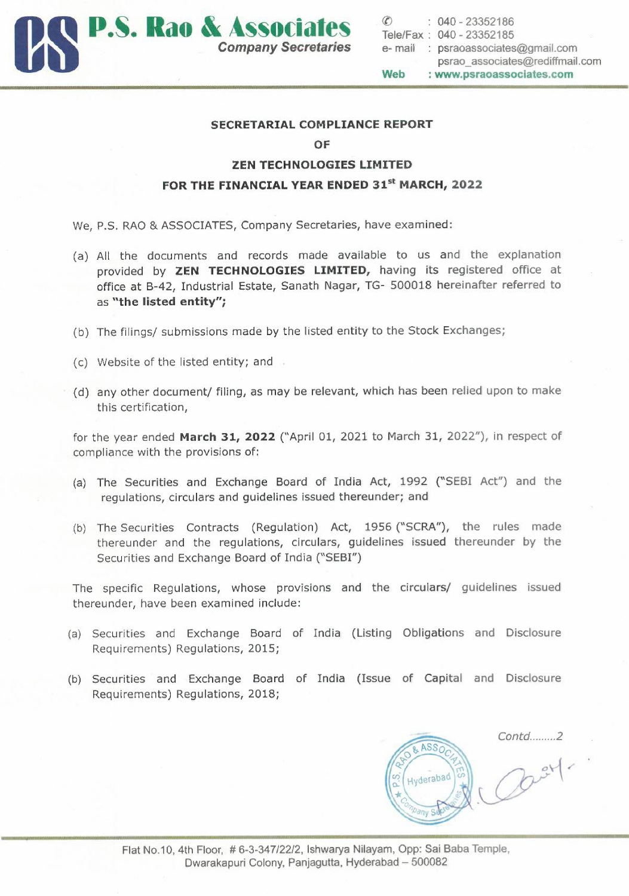# SECRETARIAL COMPLIANCE REPORT

## OF

## ZEN TECHNOLOGIES LIMITED

## FOR THE FINANCIAL YEAR ENDED 31st MARCH, 2022

We, P.S. RAO & ASSOCIATES, Company Secretaries, have examined:

(a) All the documents and records made available to us and the explanation provided by **ZEN TECHNOLOGIES LIMITED,** having its registered office at office at B-42, Industrial Estate, Sanath Nagar, TG- 500018 hereinafter referred to as **"the listed entity";**

(b) The filings/ submissions made by the listed entity to the Stock Exchanges;

(c) Website of the listed entity; and

(d) any other document/ filing, as may be relevant, which has been relied upon to make this certification,

for the year ended **March 31, 2022** ("April 01, 2021 to March 31, 2022"), in respect of compliance with the provisions of:

(a) The Securities and Exchange Board of India Act, 1992 ("SEBI Act") and the regulations, circulars and guidelines issued thereunder; and

(b) The Securities Contracts (Regulation) Act, 1956 ("SCRA"), the rules made thereunder and the regulations, circulars, guidelines issued thereunder by the Securities and Exchange Board of India ("SEBI")

The specific Regulations, whose provisions and the circulars/ guidelines issued thereunder, have been examined include:

(a) Securities and Exchange Board of India (Listing Obligations and Disclosure Requirements) Regulations, 2015;

(b) Securities and Exchange Board of India (Issue of Capital and Disclosure Requirements) Regulations, 2018;

Contd.........2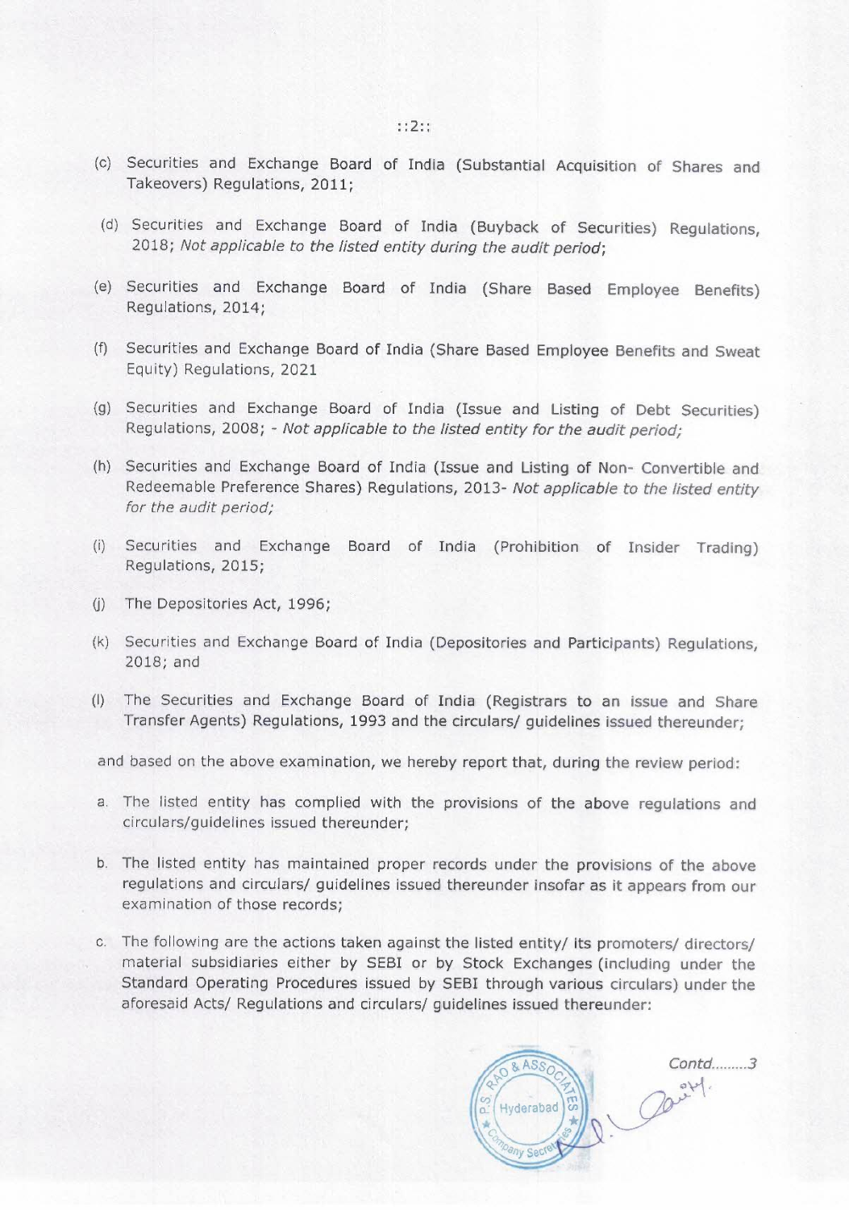(c) Securities and Exchange Board of India (Substantial Acquisition of Shares and Takeovers) Regulations, 2011;

(d) Securities and Exchange Board of India (Buyback of Securities) Regulations, 2018; *Not applicable to the listed entity during the audit period*;

(e) Securities and Exchange Board of India (Share Based Employee Benefits) Regulations, 2014;

(f) Securities and Exchange Board of India (Share Based Employee Benefits and Sweat Equity) Regulations, 2021

(g) Securities and Exchange Board of India (Issue and Listing of Debt Securities) Regulations, 2008; - *Not applicable to the listed entity for the audit period;*

(h) Securities and Exchange Board of India (Issue and Listing of Non- Convertible and Redeemable Preference Shares) Regulations, 2013- *Not applicable to the listed entity for the audit period;*

(i) Securities and Exchange Board of India (Prohibition of Insider Trading) Regulations, 2015;

(j) The Depositories Act, 1996;

(k) Securities and Exchange Board of India (Depositories and Participants) Regulations, 2018; and

(l) The Securities and Exchange Board of India (Registrars to an issue and Share Transfer Agents) Regulations, 1993 and the circulars/ guidelines issued thereunder;

and based on the above examination, we hereby report that, during the review period:

a. The listed entity has complied with the provisions of the above regulations and circulars/guidelines issued thereunder;

b. The listed entity has maintained proper records under the provisions of the above regulations and circulars/ guidelines issued thereunder insofar as it appears from our examination of those records;

c. The following are the actions taken against the listed entity/ its promoters/ directors/ material subsidiaries either by SEBI or by Stock Exchanges (including under the Standard Operating Procedures issued by SEBI through various circulars) under the aforesaid Acts/ Regulations and circulars/ guidelines issued thereunder:

*Contd.........3*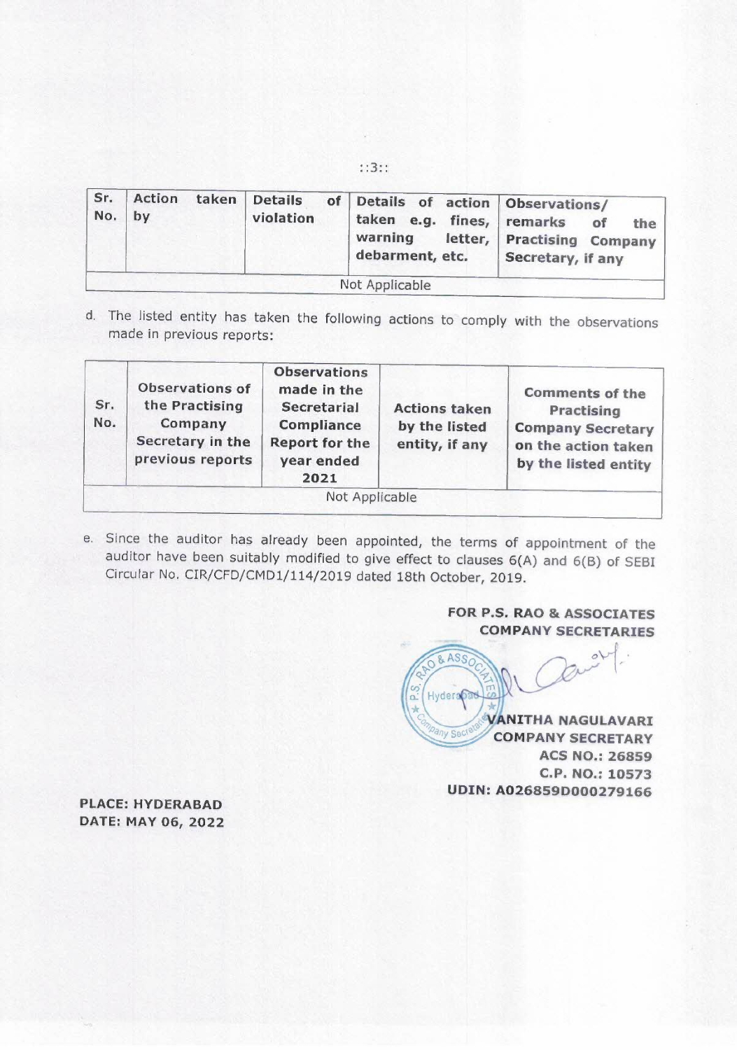| Sr. No. | Action taken by | Details of violation | Details of action taken e.g. fines, warning letter, debarment, etc. | Observations/ remarks of the Practising Company Secretary, if any |
|---|---|---|---|---|
| Not Applicable | | | | |

d. The listed entity has taken the following actions to comply with the observations made in previous reports:

| Sr. No. | Observations of the Practising Company Secretary in the previous reports | Observations made in the Secretarial Compliance Report for the year ended 2021 | Actions taken by the listed entity, if any | Comments of the Practising Company Secretary on the action taken by the listed entity |
|---|---|---|---|---|
| Not Applicable | | | | |

e. Since the auditor has already been appointed, the terms of appointment of the auditor have been suitably modified to give effect to clauses 6(A) and 6(B) of SEBI Circular No. CIR/CFD/CMD1/114/2019 dated 18th October, 2019.

**FOR P.S. RAO & ASSOCIATES**
**COMPANY SECRETARIES**

**VANITHA NAGULAVARI**
**COMPANY SECRETARY**
**ACS NO.: 26859**
**C.P. NO.: 10573**
**UDIN: A026859D000279166**

**PLACE: HYDERABAD**
**DATE: MAY 06, 2022**